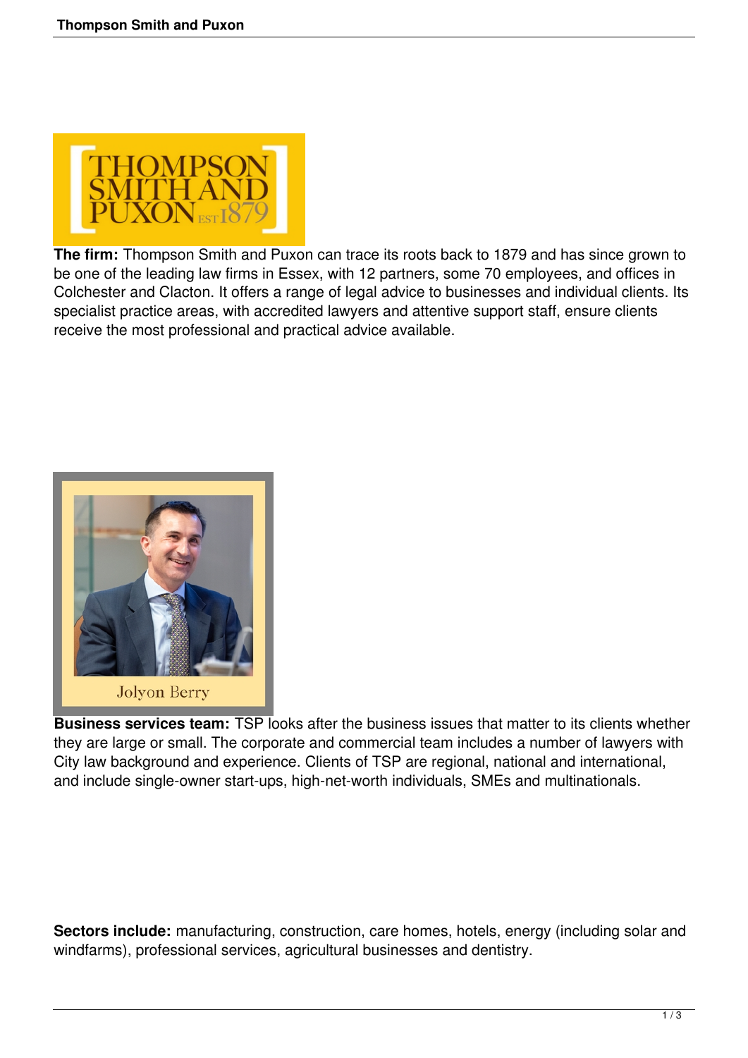**The firm:** Thompson Smith and Puxon can trace its roots back to 1879 and has since grown to be one of the leading law firms in Essex, with 12 partners, some 70 employees, and offices in Colchester and Clacton. It offers a range of legal advice to businesses and individual clients. Its specialist practice areas, with accredited lawyers and attentive support staff, ensure clients receive the most professional and practical advice available.

**Business services team:** TSP looks after the business issues that matter to its clients whether they are large or small. The corporate and commercial team includes a number of lawyers with City law background and experience. Clients of TSP are regional, national and international, and include single-owner start-ups, high-net-worth individuals, SMEs and multinationals.

**Sectors include:** manufacturing, construction, care homes, hotels, energy (including solar and windfarms), professional services, agricultural businesses and dentistry.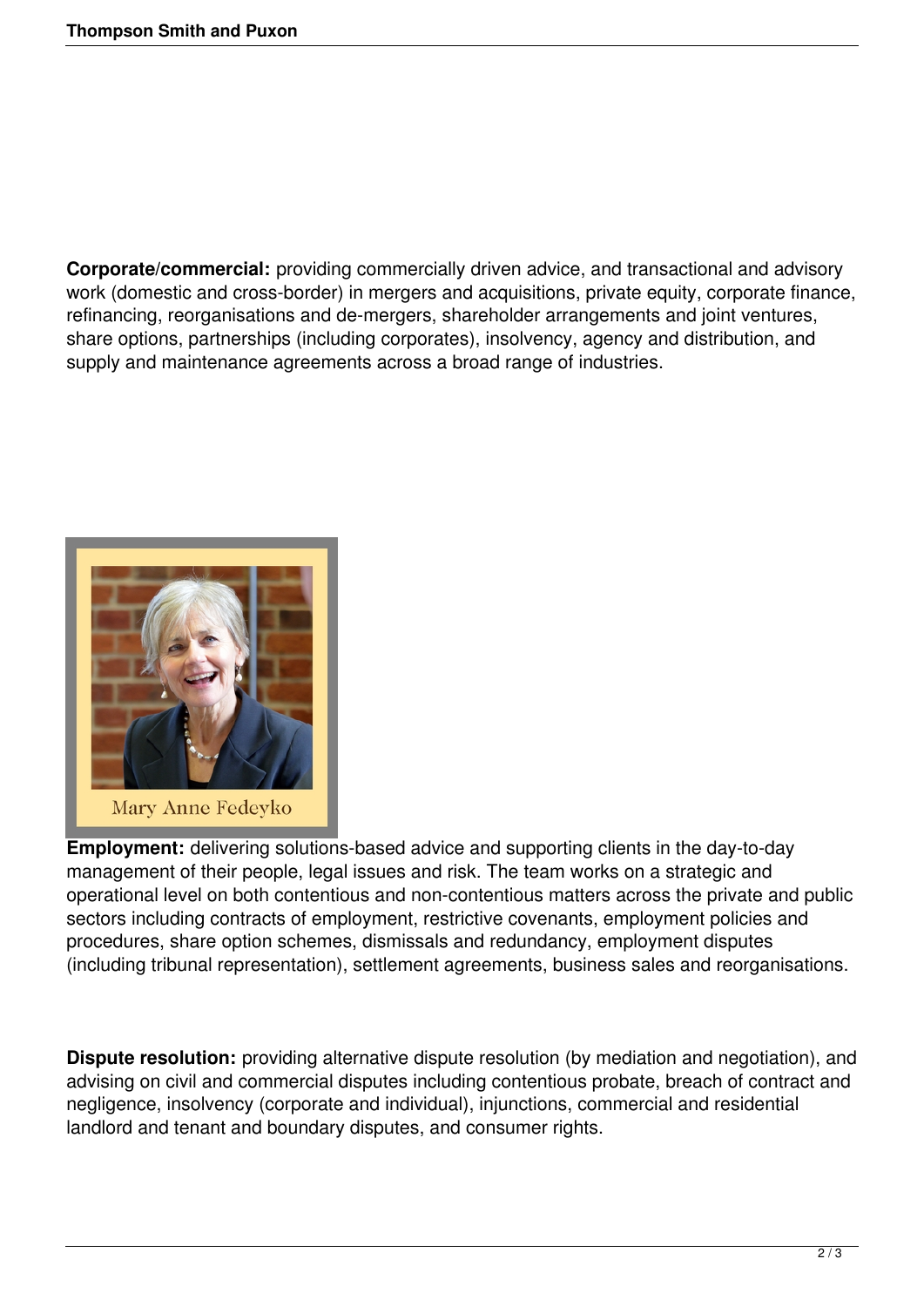**Corporate/commercial:** providing commercially driven advice, and transactional and advisory work (domestic and cross-border) in mergers and acquisitions, private equity, corporate finance, refinancing, reorganisations and de-mergers, shareholder arrangements and joint ventures, share options, partnerships (including corporates), insolvency, agency and distribution, and supply and maintenance agreements across a broad range of industries.

Mary Anne Fedeyko

**Employment:** delivering solutions-based advice and supporting clients in the day-to-day management of their people, legal issues and risk. The team works on a strategic and operational level on both contentious and non-contentious matters across the private and public sectors including contracts of employment, restrictive covenants, employment policies and procedures, share option schemes, dismissals and redundancy, employment disputes (including tribunal representation), settlement agreements, business sales and reorganisations.

**Dispute resolution:** providing alternative dispute resolution (by mediation and negotiation), and advising on civil and commercial disputes including contentious probate, breach of contract and negligence, insolvency (corporate and individual), injunctions, commercial and residential landlord and tenant and boundary disputes, and consumer rights.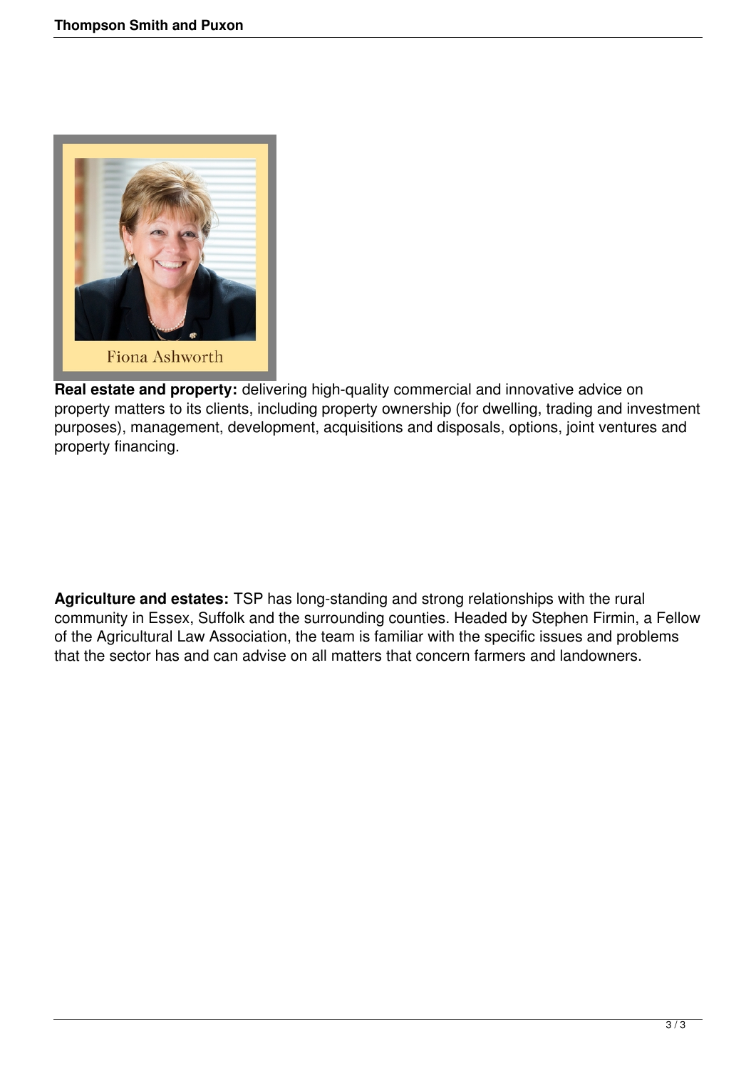Fiona Ashworth

**Real estate and property:** delivering high-quality commercial and innovative advice on property matters to its clients, including property ownership (for dwelling, trading and investment purposes), management, development, acquisitions and disposals, options, joint ventures and property financing.

**Agriculture and estates:** TSP has long-standing and strong relationships with the rural community in Essex, Suffolk and the surrounding counties. Headed by Stephen Firmin, a Fellow of the Agricultural Law Association, the team is familiar with the specific issues and problems that the sector has and can advise on all matters that concern farmers and landowners.